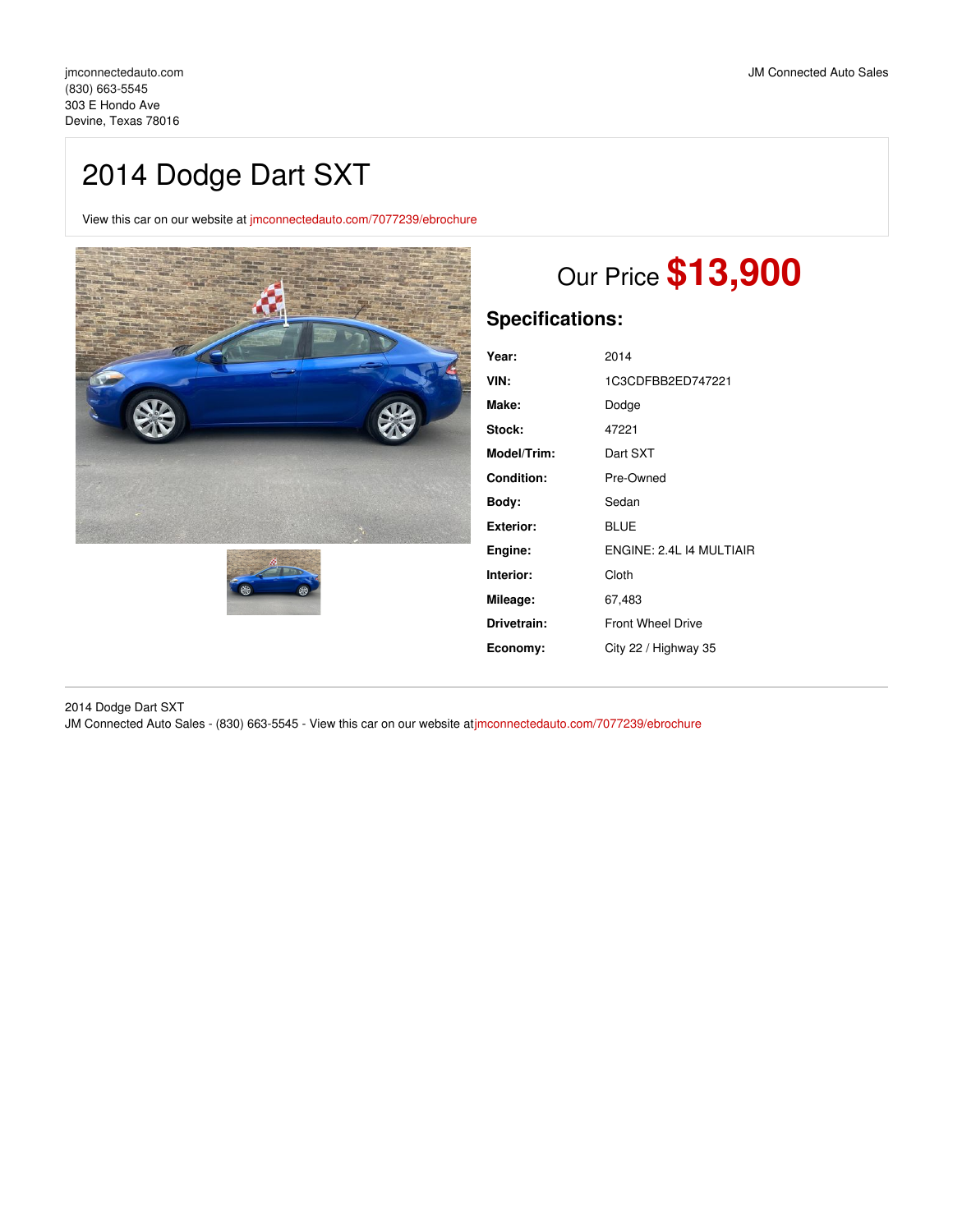jmconnectedauto.com
(830) 663-5545
303 E Hondo Ave
Devine, Texas 78016

JM Connected Auto Sales

# 2014 Dodge Dart SXT

View this car on our website at jmconnectedauto.com/7077239/ebrochure

## Our Price **$13,900**

## Specifications:

| | |
|---|---|
| **Year:** | 2014 |
| **VIN:** | 1C3CDFBB2ED747221 |
| **Make:** | Dodge |
| **Stock:** | 47221 |
| **Model/Trim:** | Dart SXT |
| **Condition:** | Pre-Owned |
| **Body:** | Sedan |
| **Exterior:** | BLUE |
| **Engine:** | ENGINE: 2.4L I4 MULTIAIR |
| **Interior:** | Cloth |
| **Mileage:** | 67,483 |
| **Drivetrain:** | Front Wheel Drive |
| **Economy:** | City 22 / Highway 35 |

2014 Dodge Dart SXT
JM Connected Auto Sales - (830) 663-5545 - View this car on our website atjmconnectedauto.com/7077239/ebrochure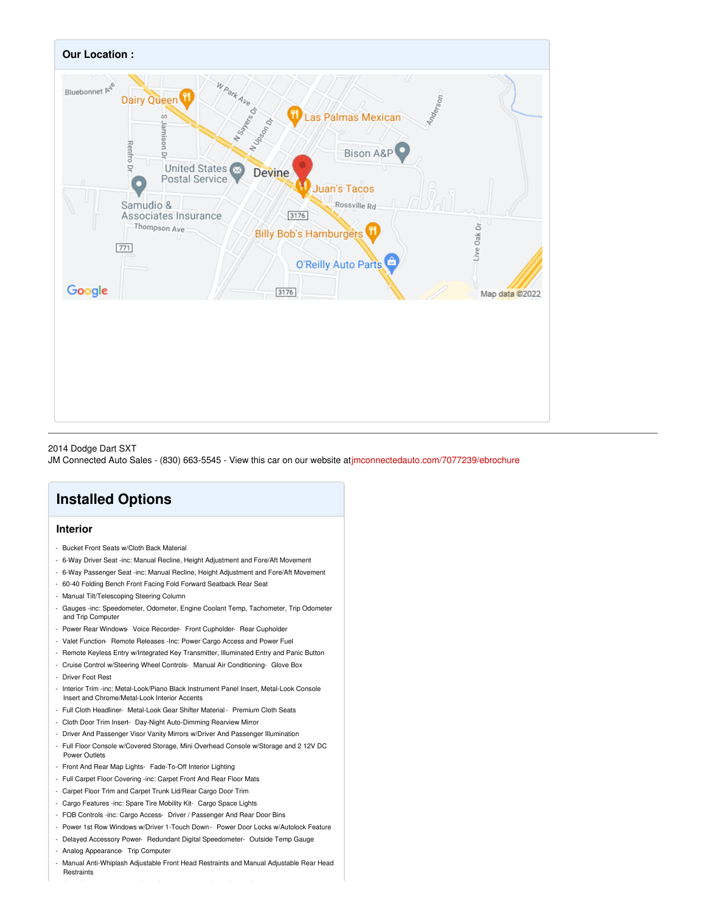## Our Location :

2014 Dodge Dart SXT
JM Connected Auto Sales - (830) 663-5545 - View this car on our website at jmconnectedauto.com/7077239/ebrochure

# Installed Options

## Interior

- Bucket Front Seats w/Cloth Back Material
- 6-Way Driver Seat -inc: Manual Recline, Height Adjustment and Fore/Aft Movement
- 6-Way Passenger Seat -inc: Manual Recline, Height Adjustment and Fore/Aft Movement
- 60-40 Folding Bench Front Facing Fold Forward Seatback Rear Seat
- Manual Tilt/Telescoping Steering Column
- Gauges -inc: Speedometer, Odometer, Engine Coolant Temp, Tachometer, Trip Odometer and Trip Computer
- Power Rear Windows- Voice Recorder- Front Cupholder- Rear Cupholder
- Valet Function- Remote Releases -Inc: Power Cargo Access and Power Fuel
- Remote Keyless Entry w/Integrated Key Transmitter, Illuminated Entry and Panic Button
- Cruise Control w/Steering Wheel Controls- Manual Air Conditioning- Glove Box
- Driver Foot Rest
- Interior Trim -inc: Metal-Look/Piano Black Instrument Panel Insert, Metal-Look Console Insert and Chrome/Metal-Look Interior Accents
- Full Cloth Headliner- Metal-Look Gear Shifter Material- Premium Cloth Seats
- Cloth Door Trim Insert- Day-Night Auto-Dimming Rearview Mirror
- Driver And Passenger Visor Vanity Mirrors w/Driver And Passenger Illumination
- Full Floor Console w/Covered Storage, Mini Overhead Console w/Storage and 2 12V DC Power Outlets
- Front And Rear Map Lights- Fade-To-Off Interior Lighting
- Full Carpet Floor Covering -inc: Carpet Front And Rear Floor Mats
- Carpet Floor Trim and Carpet Trunk Lid/Rear Cargo Door Trim
- Cargo Features -inc: Spare Tire Mobility Kit- Cargo Space Lights
- FOB Controls -inc: Cargo Access- Driver / Passenger And Rear Door Bins
- Power 1st Row Windows w/Driver 1-Touch Down- Power Door Locks w/Autolock Feature
- Delayed Accessory Power- Redundant Digital Speedometer- Outside Temp Gauge
- Analog Appearance- Trip Computer
- Manual Anti-Whiplash Adjustable Front Head Restraints and Manual Adjustable Rear Head Restraints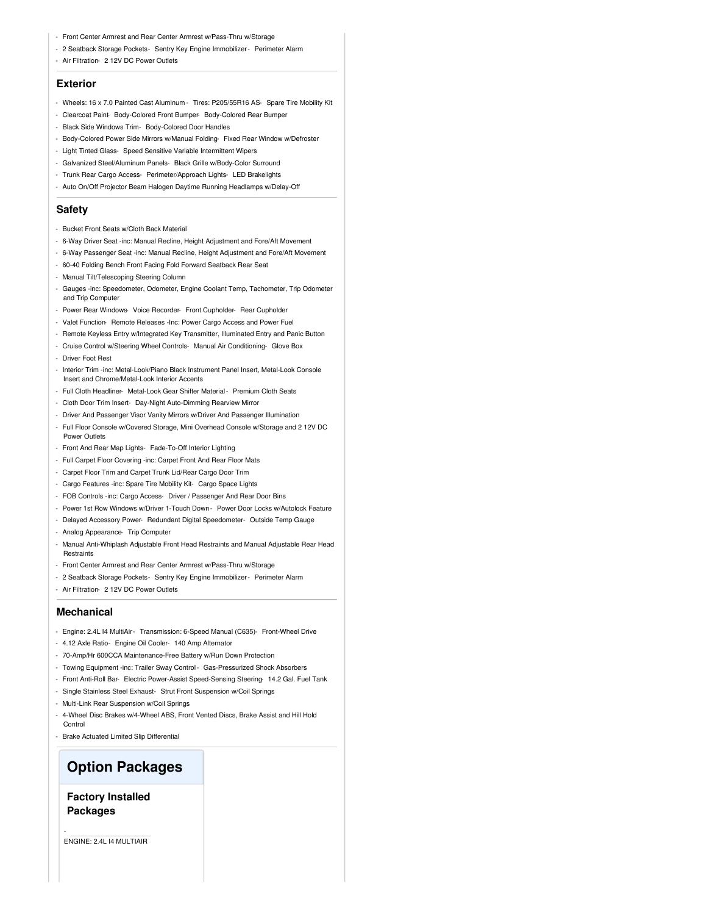- Front Center Armrest and Rear Center Armrest w/Pass-Thru w/Storage
- 2 Seatback Storage Pockets- Sentry Key Engine Immobilizer- Perimeter Alarm
- Air Filtration- 2 12V DC Power Outlets

## Exterior

- Wheels: 16 x 7.0 Painted Cast Aluminum - Tires: P205/55R16 AS- Spare Tire Mobility Kit
- Clearcoat Paint- Body-Colored Front Bumper- Body-Colored Rear Bumper
- Black Side Windows Trim- Body-Colored Door Handles
- Body-Colored Power Side Mirrors w/Manual Folding- Fixed Rear Window w/Defroster
- Light Tinted Glass- Speed Sensitive Variable Intermittent Wipers
- Galvanized Steel/Aluminum Panels- Black Grille w/Body-Color Surround
- Trunk Rear Cargo Access- Perimeter/Approach Lights- LED Brakelights
- Auto On/Off Projector Beam Halogen Daytime Running Headlamps w/Delay-Off

## Safety

- Bucket Front Seats w/Cloth Back Material
- 6-Way Driver Seat -inc: Manual Recline, Height Adjustment and Fore/Aft Movement
- 6-Way Passenger Seat -inc: Manual Recline, Height Adjustment and Fore/Aft Movement
- 60-40 Folding Bench Front Facing Fold Forward Seatback Rear Seat
- Manual Tilt/Telescoping Steering Column
- Gauges -inc: Speedometer, Odometer, Engine Coolant Temp, Tachometer, Trip Odometer and Trip Computer
- Power Rear Windows- Voice Recorder- Front Cupholder- Rear Cupholder
- Valet Function- Remote Releases -Inc: Power Cargo Access and Power Fuel
- Remote Keyless Entry w/Integrated Key Transmitter, Illuminated Entry and Panic Button
- Cruise Control w/Steering Wheel Controls- Manual Air Conditioning- Glove Box
- Driver Foot Rest
- Interior Trim -inc: Metal-Look/Piano Black Instrument Panel Insert, Metal-Look Console Insert and Chrome/Metal-Look Interior Accents
- Full Cloth Headliner- Metal-Look Gear Shifter Material- Premium Cloth Seats
- Cloth Door Trim Insert- Day-Night Auto-Dimming Rearview Mirror
- Driver And Passenger Visor Vanity Mirrors w/Driver And Passenger Illumination
- Full Floor Console w/Covered Storage, Mini Overhead Console w/Storage and 2 12V DC Power Outlets
- Front And Rear Map Lights- Fade-To-Off Interior Lighting
- Full Carpet Floor Covering -inc: Carpet Front And Rear Floor Mats
- Carpet Floor Trim and Carpet Trunk Lid/Rear Cargo Door Trim
- Cargo Features -inc: Spare Tire Mobility Kit- Cargo Space Lights
- FOB Controls -inc: Cargo Access- Driver / Passenger And Rear Door Bins
- Power 1st Row Windows w/Driver 1-Touch Down - Power Door Locks w/Autolock Feature
- Delayed Accessory Power- Redundant Digital Speedometer- Outside Temp Gauge
- Analog Appearance- Trip Computer
- Manual Anti-Whiplash Adjustable Front Head Restraints and Manual Adjustable Rear Head Restraints
- Front Center Armrest and Rear Center Armrest w/Pass-Thru w/Storage
- 2 Seatback Storage Pockets- Sentry Key Engine Immobilizer- Perimeter Alarm
- Air Filtration- 2 12V DC Power Outlets

## Mechanical

- Engine: 2.4L I4 MultiAir - Transmission: 6-Speed Manual (C635)- Front-Wheel Drive
- 4.12 Axle Ratio- Engine Oil Cooler- 140 Amp Alternator
- 70-Amp/Hr 600CCA Maintenance-Free Battery w/Run Down Protection
- Towing Equipment -inc: Trailer Sway Control - Gas-Pressurized Shock Absorbers
- Front Anti-Roll Bar- Electric Power-Assist Speed-Sensing Steering- 14.2 Gal. Fuel Tank
- Single Stainless Steel Exhaust- Strut Front Suspension w/Coil Springs
- Multi-Link Rear Suspension w/Coil Springs
- 4-Wheel Disc Brakes w/4-Wheel ABS, Front Vented Discs, Brake Assist and Hill Hold Control
- Brake Actuated Limited Slip Differential

# Option Packages

### Factory Installed Packages

- ENGINE: 2.4L I4 MULTIAIR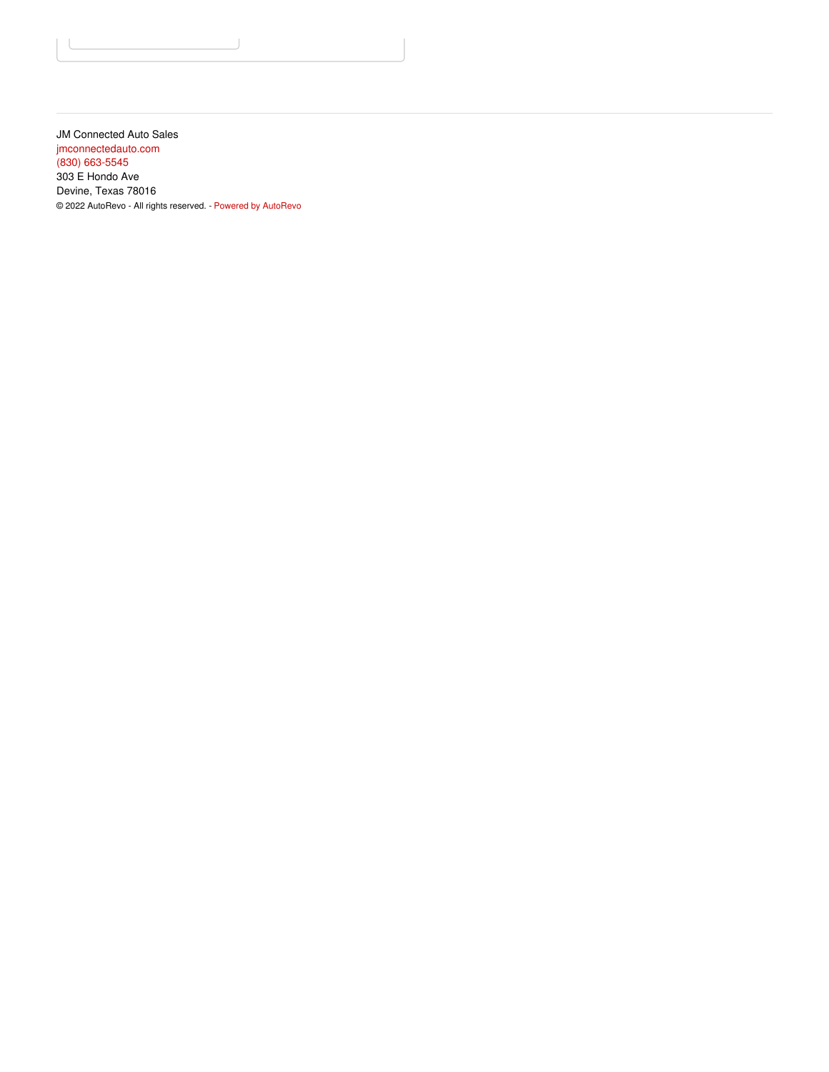JM Connected Auto Sales
jmconnectedauto.com
(830) 663-5545
303 E Hondo Ave
Devine, Texas 78016
© 2022 AutoRevo - All rights reserved. - Powered by AutoRevo